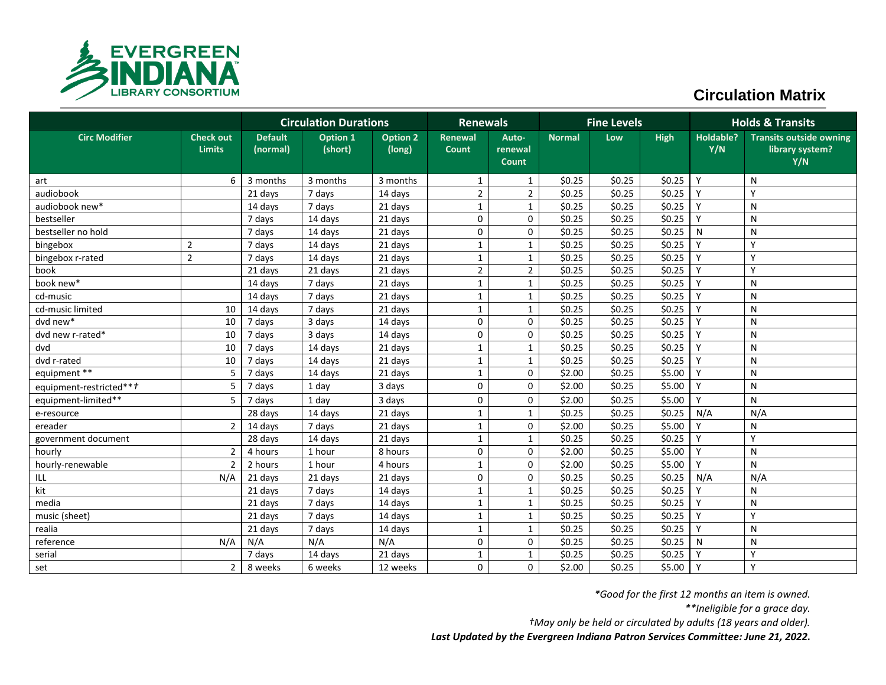# Circulation Matrix

| | | Circulation Durations | | | Renewals | | Fine Levels | | | Holds & Transits | |
|---|---|---|---|---|---|---|---|---|---|---|---|
| **Circ Modifier** | **Check out Limits** | **Default (normal)** | **Option 1 (short)** | **Option 2 (long)** | **Renewal Count** | **Auto-renewal Count** | **Normal** | **Low** | **High** | **Holdable? Y/N** | **Transits outside owning library system? Y/N** |
| art | 6 | 3 months | 3 months | 3 months | 1 | 1 | $0.25 | $0.25 | $0.25 | Y | N |
| audiobook | | 21 days | 7 days | 14 days | 2 | 2 | $0.25 | $0.25 | $0.25 | Y | Y |
| audiobook new* | | 14 days | 7 days | 21 days | 1 | 1 | $0.25 | $0.25 | $0.25 | Y | N |
| bestseller | | 7 days | 14 days | 21 days | 0 | 0 | $0.25 | $0.25 | $0.25 | Y | N |
| bestseller no hold | | 7 days | 14 days | 21 days | 0 | 0 | $0.25 | $0.25 | $0.25 | N | N |
| bingebox | 2 | 7 days | 14 days | 21 days | 1 | 1 | $0.25 | $0.25 | $0.25 | Y | Y |
| bingebox r-rated | 2 | 7 days | 14 days | 21 days | 1 | 1 | $0.25 | $0.25 | $0.25 | Y | Y |
| book | | 21 days | 21 days | 21 days | 2 | 2 | $0.25 | $0.25 | $0.25 | Y | Y |
| book new* | | 14 days | 7 days | 21 days | 1 | 1 | $0.25 | $0.25 | $0.25 | Y | N |
| cd-music | | 14 days | 7 days | 21 days | 1 | 1 | $0.25 | $0.25 | $0.25 | Y | N |
| cd-music limited | 10 | 14 days | 7 days | 21 days | 1 | 1 | $0.25 | $0.25 | $0.25 | Y | N |
| dvd new* | 10 | 7 days | 3 days | 14 days | 0 | 0 | $0.25 | $0.25 | $0.25 | Y | N |
| dvd new r-rated* | 10 | 7 days | 3 days | 14 days | 0 | 0 | $0.25 | $0.25 | $0.25 | Y | N |
| dvd | 10 | 7 days | 14 days | 21 days | 1 | 1 | $0.25 | $0.25 | $0.25 | Y | N |
| dvd r-rated | 10 | 7 days | 14 days | 21 days | 1 | 1 | $0.25 | $0.25 | $0.25 | Y | N |
| equipment ** | 5 | 7 days | 14 days | 21 days | 1 | 0 | $2.00 | $0.25 | $5.00 | Y | N |
| equipment-restricted**† | 5 | 7 days | 1 day | 3 days | 0 | 0 | $2.00 | $0.25 | $5.00 | Y | N |
| equipment-limited** | 5 | 7 days | 1 day | 3 days | 0 | 0 | $2.00 | $0.25 | $5.00 | Y | N |
| e-resource | | 28 days | 14 days | 21 days | 1 | 1 | $0.25 | $0.25 | $0.25 | N/A | N/A |
| ereader | 2 | 14 days | 7 days | 21 days | 1 | 0 | $2.00 | $0.25 | $5.00 | Y | N |
| government document | | 28 days | 14 days | 21 days | 1 | 1 | $0.25 | $0.25 | $0.25 | Y | Y |
| hourly | 2 | 4 hours | 1 hour | 8 hours | 0 | 0 | $2.00 | $0.25 | $5.00 | Y | N |
| hourly-renewable | 2 | 2 hours | 1 hour | 4 hours | 1 | 0 | $2.00 | $0.25 | $5.00 | Y | N |
| ILL | N/A | 21 days | 21 days | 21 days | 0 | 0 | $0.25 | $0.25 | $0.25 | N/A | N/A |
| kit | | 21 days | 7 days | 14 days | 1 | 1 | $0.25 | $0.25 | $0.25 | Y | N |
| media | | 21 days | 7 days | 14 days | 1 | 1 | $0.25 | $0.25 | $0.25 | Y | N |
| music (sheet) | | 21 days | 7 days | 14 days | 1 | 1 | $0.25 | $0.25 | $0.25 | Y | Y |
| realia | | 21 days | 7 days | 14 days | 1 | 1 | $0.25 | $0.25 | $0.25 | Y | N |
| reference | N/A | N/A | N/A | N/A | 0 | 0 | $0.25 | $0.25 | $0.25 | N | N |
| serial | | 7 days | 14 days | 21 days | 1 | 1 | $0.25 | $0.25 | $0.25 | Y | Y |
| set | 2 | 8 weeks | 6 weeks | 12 weeks | 0 | 0 | $2.00 | $0.25 | $5.00 | Y | Y |

*\*Good for the first 12 months an item is owned.*

*\*\*Ineligible for a grace day.*

*†May only be held or circulated by adults (18 years and older).*

***Last Updated by the Evergreen Indiana Patron Services Committee: June 21, 2022.***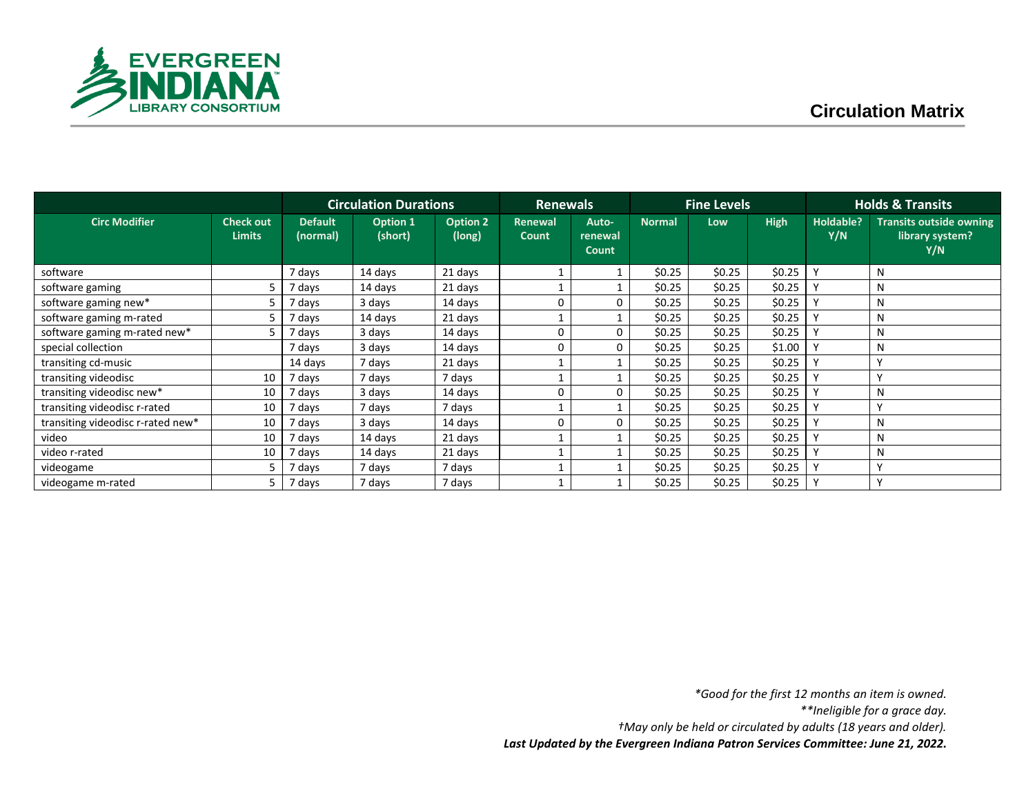**Circulation Matrix**

| | | Circulation Durations | | | Renewals | | Fine Levels | | | Holds & Transits | |
|---|---|---|---|---|---|---|---|---|---|---|---|
| **Circ Modifier** | **Check out Limits** | **Default (normal)** | **Option 1 (short)** | **Option 2 (long)** | **Renewal Count** | **Auto-renewal Count** | **Normal** | **Low** | **High** | **Holdable? Y/N** | **Transits outside owning library system? Y/N** |
| software | | 7 days | 14 days | 21 days | 1 | 1 | $0.25 | $0.25 | $0.25 | Y | N |
| software gaming | 5 | 7 days | 14 days | 21 days | 1 | 1 | $0.25 | $0.25 | $0.25 | Y | N |
| software gaming new* | 5 | 7 days | 3 days | 14 days | 0 | 0 | $0.25 | $0.25 | $0.25 | Y | N |
| software gaming m-rated | 5 | 7 days | 14 days | 21 days | 1 | 1 | $0.25 | $0.25 | $0.25 | Y | N |
| software gaming m-rated new* | 5 | 7 days | 3 days | 14 days | 0 | 0 | $0.25 | $0.25 | $0.25 | Y | N |
| special collection | | 7 days | 3 days | 14 days | 0 | 0 | $0.25 | $0.25 | $1.00 | Y | N |
| transiting cd-music | | 14 days | 7 days | 21 days | 1 | 1 | $0.25 | $0.25 | $0.25 | Y | Y |
| transiting videodisc | 10 | 7 days | 7 days | 7 days | 1 | 1 | $0.25 | $0.25 | $0.25 | Y | Y |
| transiting videodisc new* | 10 | 7 days | 3 days | 14 days | 0 | 0 | $0.25 | $0.25 | $0.25 | Y | N |
| transiting videodisc r-rated | 10 | 7 days | 7 days | 7 days | 1 | 1 | $0.25 | $0.25 | $0.25 | Y | Y |
| transiting videodisc r-rated new* | 10 | 7 days | 3 days | 14 days | 0 | 0 | $0.25 | $0.25 | $0.25 | Y | N |
| video | 10 | 7 days | 14 days | 21 days | 1 | 1 | $0.25 | $0.25 | $0.25 | Y | N |
| video r-rated | 10 | 7 days | 14 days | 21 days | 1 | 1 | $0.25 | $0.25 | $0.25 | Y | N |
| videogame | 5 | 7 days | 7 days | 7 days | 1 | 1 | $0.25 | $0.25 | $0.25 | Y | Y |
| videogame m-rated | 5 | 7 days | 7 days | 7 days | 1 | 1 | $0.25 | $0.25 | $0.25 | Y | Y |

*\*Good for the first 12 months an item is owned.*

*\*\*Ineligible for a grace day.*

*†May only be held or circulated by adults (18 years and older).*

***Last Updated by the Evergreen Indiana Patron Services Committee: June 21, 2022.***